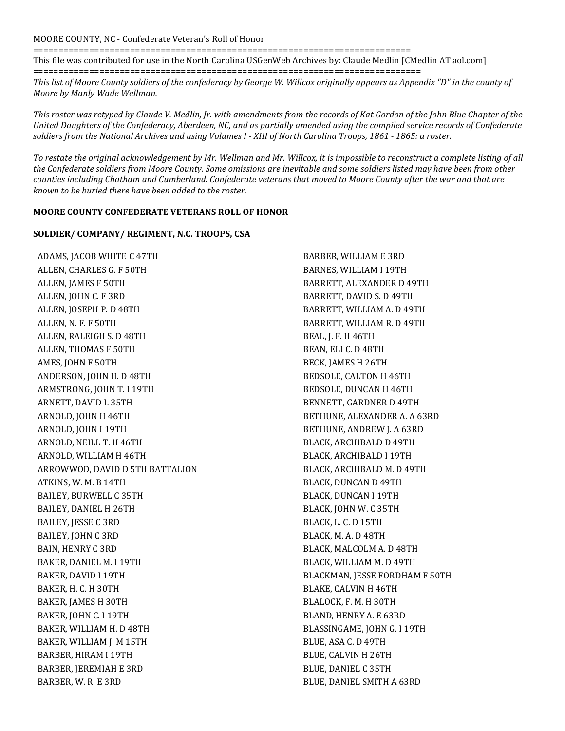MOORE COUNTY, NC - Confederate Veteran's Roll of Honor

=========================================================================

This file was contributed for use in the North Carolina USGenWeb Archives by: Claude Medlin [CMedlin AT aol.com]

=========================================================================

*This list of Moore County soldiers of the confederacy by George W. Willcox originally appears as Appendix "D" in the county of Moore by Manly Wade Wellman.*

*This roster was retyped by Claude V. Medlin, Jr. with amendments from the records of Kat Gordon of the John Blue Chapter of the United Daughters of the Confederacy, Aberdeen, NC, and as partially amended using the compiled service records of Confederate soldiers from the National Archives and using Volumes I - XIII of North Carolina Troops, 1861 - 1865: a roster.*

*To restate the original acknowledgement by Mr. Wellman and Mr. Willcox, it is impossible to reconstruct a complete listing of all the Confederate soldiers from Moore County. Some omissions are inevitable and some soldiers listed may have been from other counties including Chatham and Cumberland. Confederate veterans that moved to Moore County after the war and that are known to be buried there have been added to the roster.*

**MOORE COUNTY CONFEDERATE VETERANS ROLL OF HONOR**

**SOLDIER/ COMPANY/ REGIMENT, N.C. TROOPS, CSA**

ADAMS, JACOB WHITE C 47TH
ALLEN, CHARLES G. F 50TH
ALLEN, JAMES F 50TH
ALLEN, JOHN C. F 3RD
ALLEN, JOSEPH P. D 48TH
ALLEN, N. F. F 50TH
ALLEN, RALEIGH S. D 48TH
ALLEN, THOMAS F 50TH
AMES, JOHN F 50TH
ANDERSON, JOHN H. D 48TH
ARMSTRONG, JOHN T. I 19TH
ARNETT, DAVID L 35TH
ARNOLD, JOHN H 46TH
ARNOLD, JOHN I 19TH
ARNOLD, NEILL T. H 46TH
ARNOLD, WILLIAM H 46TH
ARROWWOD, DAVID D 5TH BATTALION
ATKINS, W. M. B 14TH
BAILEY, BURWELL C 35TH
BAILEY, DANIEL H 26TH
BAILEY, JESSE C 3RD
BAILEY, JOHN C 3RD
BAIN, HENRY C 3RD
BAKER, DANIEL M. I 19TH
BAKER, DAVID I 19TH
BAKER, H. C. H 30TH
BAKER, JAMES H 30TH
BAKER, JOHN C. I 19TH
BAKER, WILLIAM H. D 48TH
BAKER, WILLIAM J. M 15TH
BARBER, HIRAM I 19TH
BARBER, JEREMIAH E 3RD
BARBER, W. R. E 3RD
BARBER, WILLIAM E 3RD
BARNES, WILLIAM I 19TH
BARRETT, ALEXANDER D 49TH
BARRETT, DAVID S. D 49TH
BARRETT, WILLIAM A. D 49TH
BARRETT, WILLIAM R. D 49TH
BEAL, J. F. H 46TH
BEAN, ELI C. D 48TH
BECK, JAMES H 26TH
BEDSOLE, CALTON H 46TH
BEDSOLE, DUNCAN H 46TH
BENNETT, GARDNER D 49TH
BETHUNE, ALEXANDER A. A 63RD
BETHUNE, ANDREW J. A 63RD
BLACK, ARCHIBALD D 49TH
BLACK, ARCHIBALD I 19TH
BLACK, ARCHIBALD M. D 49TH
BLACK, DUNCAN D 49TH
BLACK, DUNCAN I 19TH
BLACK, JOHN W. C 35TH
BLACK, L. C. D 15TH
BLACK, M. A. D 48TH
BLACK, MALCOLM A. D 48TH
BLACK, WILLIAM M. D 49TH
BLACKMAN, JESSE FORDHAM F 50TH
BLAKE, CALVIN H 46TH
BLALOCK, F. M. H 30TH
BLAND, HENRY A. E 63RD
BLASSINGAME, JOHN G. I 19TH
BLUE, ASA C. D 49TH
BLUE, CALVIN H 26TH
BLUE, DANIEL C 35TH
BLUE, DANIEL SMITH A 63RD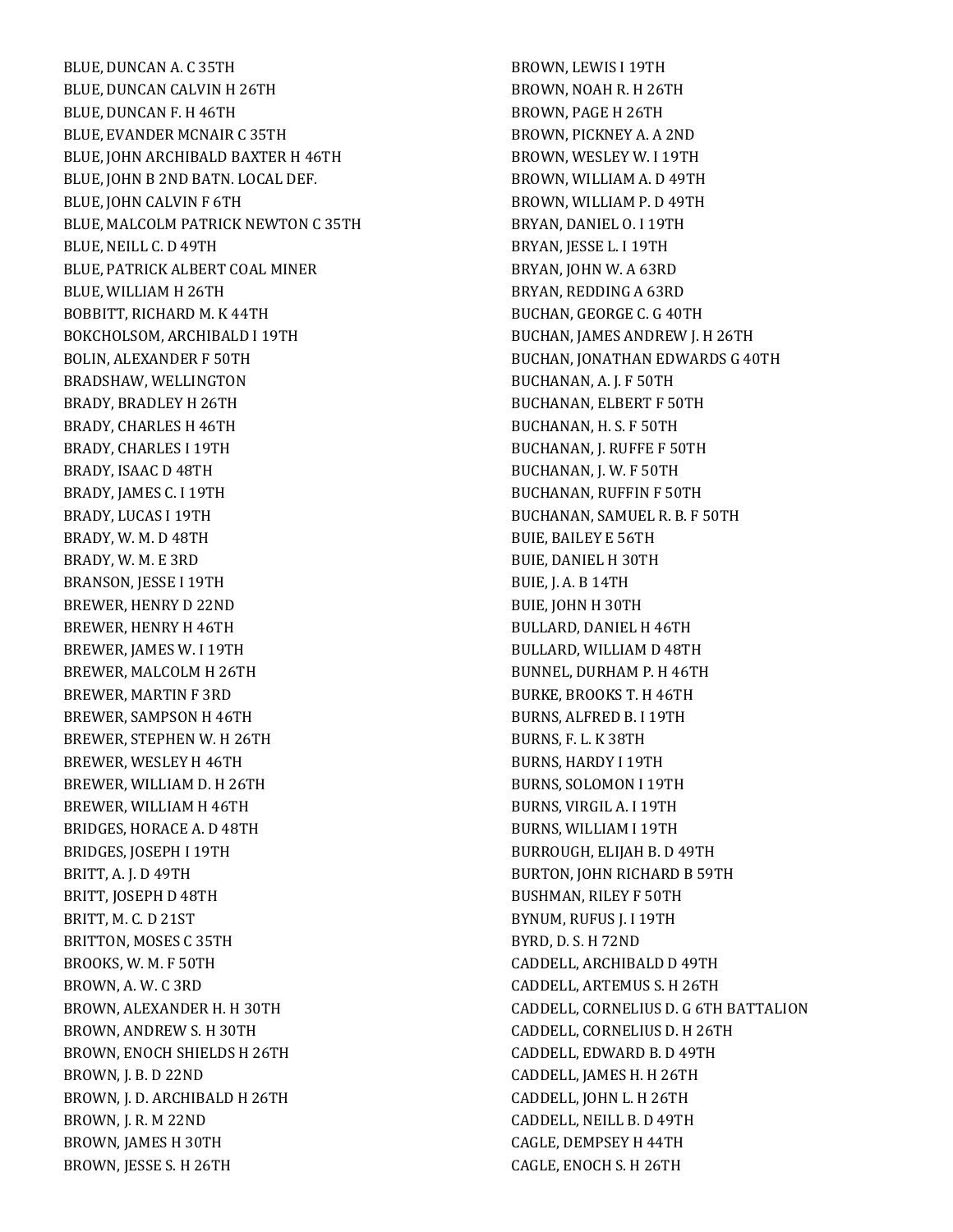BLUE, DUNCAN A. C 35TH
BLUE, DUNCAN CALVIN H 26TH
BLUE, DUNCAN F. H 46TH
BLUE, EVANDER MCNAIR C 35TH
BLUE, JOHN ARCHIBALD BAXTER H 46TH
BLUE, JOHN B 2ND BATN. LOCAL DEF.
BLUE, JOHN CALVIN F 6TH
BLUE, MALCOLM PATRICK NEWTON C 35TH
BLUE, NEILL C. D 49TH
BLUE, PATRICK ALBERT COAL MINER
BLUE, WILLIAM H 26TH
BOBBITT, RICHARD M. K 44TH
BOKCHOLSOM, ARCHIBALD I 19TH
BOLIN, ALEXANDER F 50TH
BRADSHAW, WELLINGTON
BRADY, BRADLEY H 26TH
BRADY, CHARLES H 46TH
BRADY, CHARLES I 19TH
BRADY, ISAAC D 48TH
BRADY, JAMES C. I 19TH
BRADY, LUCAS I 19TH
BRADY, W. M. D 48TH
BRADY, W. M. E 3RD
BRANSON, JESSE I 19TH
BREWER, HENRY D 22ND
BREWER, HENRY H 46TH
BREWER, JAMES W. I 19TH
BREWER, MALCOLM H 26TH
BREWER, MARTIN F 3RD
BREWER, SAMPSON H 46TH
BREWER, STEPHEN W. H 26TH
BREWER, WESLEY H 46TH
BREWER, WILLIAM D. H 26TH
BREWER, WILLIAM H 46TH
BRIDGES, HORACE A. D 48TH
BRIDGES, JOSEPH I 19TH
BRITT, A. J. D 49TH
BRITT, JOSEPH D 48TH
BRITT, M. C. D 21ST
BRITTON, MOSES C 35TH
BROOKS, W. M. F 50TH
BROWN, A. W. C 3RD
BROWN, ALEXANDER H. H 30TH
BROWN, ANDREW S. H 30TH
BROWN, ENOCH SHIELDS H 26TH
BROWN, J. B. D 22ND
BROWN, J. D. ARCHIBALD H 26TH
BROWN, J. R. M 22ND
BROWN, JAMES H 30TH
BROWN, JESSE S. H 26TH
BROWN, LEWIS I 19TH
BROWN, NOAH R. H 26TH
BROWN, PAGE H 26TH
BROWN, PICKNEY A. A 2ND
BROWN, WESLEY W. I 19TH
BROWN, WILLIAM A. D 49TH
BROWN, WILLIAM P. D 49TH
BRYAN, DANIEL O. I 19TH
BRYAN, JESSE L. I 19TH
BRYAN, JOHN W. A 63RD
BRYAN, REDDING A 63RD
BUCHAN, GEORGE C. G 40TH
BUCHAN, JAMES ANDREW J. H 26TH
BUCHAN, JONATHAN EDWARDS G 40TH
BUCHANAN, A. J. F 50TH
BUCHANAN, ELBERT F 50TH
BUCHANAN, H. S. F 50TH
BUCHANAN, J. RUFFE F 50TH
BUCHANAN, J. W. F 50TH
BUCHANAN, RUFFIN F 50TH
BUCHANAN, SAMUEL R. B. F 50TH
BUIE, BAILEY E 56TH
BUIE, DANIEL H 30TH
BUIE, J. A. B 14TH
BUIE, JOHN H 30TH
BULLARD, DANIEL H 46TH
BULLARD, WILLIAM D 48TH
BUNNEL, DURHAM P. H 46TH
BURKE, BROOKS T. H 46TH
BURNS, ALFRED B. I 19TH
BURNS, F. L. K 38TH
BURNS, HARDY I 19TH
BURNS, SOLOMON I 19TH
BURNS, VIRGIL A. I 19TH
BURNS, WILLIAM I 19TH
BURROUGH, ELIJAH B. D 49TH
BURTON, JOHN RICHARD B 59TH
BUSHMAN, RILEY F 50TH
BYNUM, RUFUS J. I 19TH
BYRD, D. S. H 72ND
CADDELL, ARCHIBALD D 49TH
CADDELL, ARTEMUS S. H 26TH
CADDELL, CORNELIUS D. G 6TH BATTALION
CADDELL, CORNELIUS D. H 26TH
CADDELL, EDWARD B. D 49TH
CADDELL, JAMES H. H 26TH
CADDELL, JOHN L. H 26TH
CADDELL, NEILL B. D 49TH
CAGLE, DEMPSEY H 44TH
CAGLE, ENOCH S. H 26TH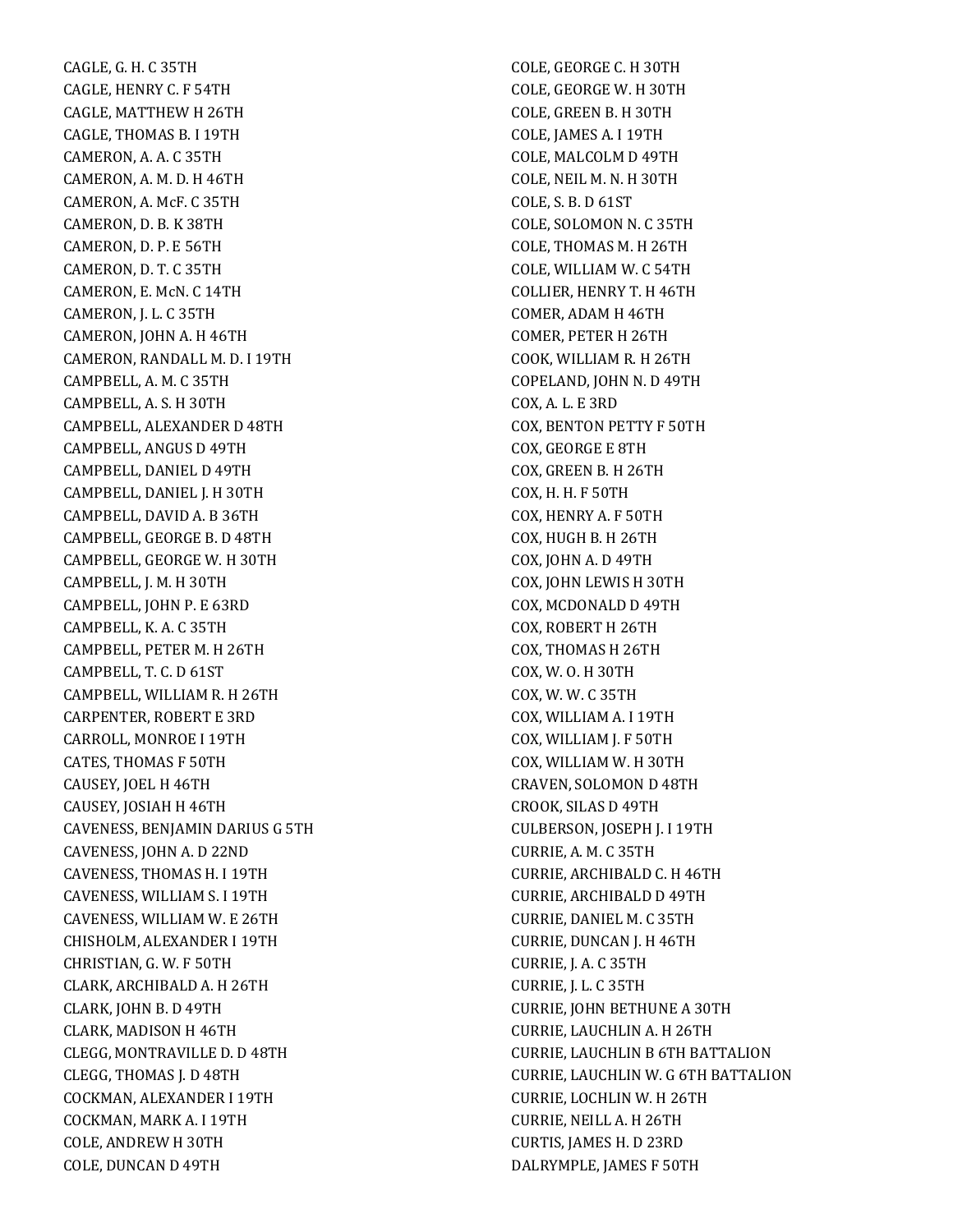CAGLE, G. H. C 35TH
CAGLE, HENRY C. F 54TH
CAGLE, MATTHEW H 26TH
CAGLE, THOMAS B. I 19TH
CAMERON, A. A. C 35TH
CAMERON, A. M. D. H 46TH
CAMERON, A. McF. C 35TH
CAMERON, D. B. K 38TH
CAMERON, D. P. E 56TH
CAMERON, D. T. C 35TH
CAMERON, E. McN. C 14TH
CAMERON, J. L. C 35TH
CAMERON, JOHN A. H 46TH
CAMERON, RANDALL M. D. I 19TH
CAMPBELL, A. M. C 35TH
CAMPBELL, A. S. H 30TH
CAMPBELL, ALEXANDER D 48TH
CAMPBELL, ANGUS D 49TH
CAMPBELL, DANIEL D 49TH
CAMPBELL, DANIEL J. H 30TH
CAMPBELL, DAVID A. B 36TH
CAMPBELL, GEORGE B. D 48TH
CAMPBELL, GEORGE W. H 30TH
CAMPBELL, J. M. H 30TH
CAMPBELL, JOHN P. E 63RD
CAMPBELL, K. A. C 35TH
CAMPBELL, PETER M. H 26TH
CAMPBELL, T. C. D 61ST
CAMPBELL, WILLIAM R. H 26TH
CARPENTER, ROBERT E 3RD
CARROLL, MONROE I 19TH
CATES, THOMAS F 50TH
CAUSEY, JOEL H 46TH
CAUSEY, JOSIAH H 46TH
CAVENESS, BENJAMIN DARIUS G 5TH
CAVENESS, JOHN A. D 22ND
CAVENESS, THOMAS H. I 19TH
CAVENESS, WILLIAM S. I 19TH
CAVENESS, WILLIAM W. E 26TH
CHISHOLM, ALEXANDER I 19TH
CHRISTIAN, G. W. F 50TH
CLARK, ARCHIBALD A. H 26TH
CLARK, JOHN B. D 49TH
CLARK, MADISON H 46TH
CLEGG, MONTRAVILLE D. D 48TH
CLEGG, THOMAS J. D 48TH
COCKMAN, ALEXANDER I 19TH
COCKMAN, MARK A. I 19TH
COLE, ANDREW H 30TH
COLE, DUNCAN D 49TH
COLE, GEORGE C. H 30TH
COLE, GEORGE W. H 30TH
COLE, GREEN B. H 30TH
COLE, JAMES A. I 19TH
COLE, MALCOLM D 49TH
COLE, NEIL M. N. H 30TH
COLE, S. B. D 61ST
COLE, SOLOMON N. C 35TH
COLE, THOMAS M. H 26TH
COLE, WILLIAM W. C 54TH
COLLIER, HENRY T. H 46TH
COMER, ADAM H 46TH
COMER, PETER H 26TH
COOK, WILLIAM R. H 26TH
COPELAND, JOHN N. D 49TH
COX, A. L. E 3RD
COX, BENTON PETTY F 50TH
COX, GEORGE E 8TH
COX, GREEN B. H 26TH
COX, H. H. F 50TH
COX, HENRY A. F 50TH
COX, HUGH B. H 26TH
COX, JOHN A. D 49TH
COX, JOHN LEWIS H 30TH
COX, MCDONALD D 49TH
COX, ROBERT H 26TH
COX, THOMAS H 26TH
COX, W. O. H 30TH
COX, W. W. C 35TH
COX, WILLIAM A. I 19TH
COX, WILLIAM J. F 50TH
COX, WILLIAM W. H 30TH
CRAVEN, SOLOMON D 48TH
CROOK, SILAS D 49TH
CULBERSON, JOSEPH J. I 19TH
CURRIE, A. M. C 35TH
CURRIE, ARCHIBALD C. H 46TH
CURRIE, ARCHIBALD D 49TH
CURRIE, DANIEL M. C 35TH
CURRIE, DUNCAN J. H 46TH
CURRIE, J. A. C 35TH
CURRIE, J. L. C 35TH
CURRIE, JOHN BETHUNE A 30TH
CURRIE, LAUCHLIN A. H 26TH
CURRIE, LAUCHLIN B 6TH BATTALION
CURRIE, LAUCHLIN W. G 6TH BATTALION
CURRIE, LOCHLIN W. H 26TH
CURRIE, NEILL A. H 26TH
CURTIS, JAMES H. D 23RD
DALRYMPLE, JAMES F 50TH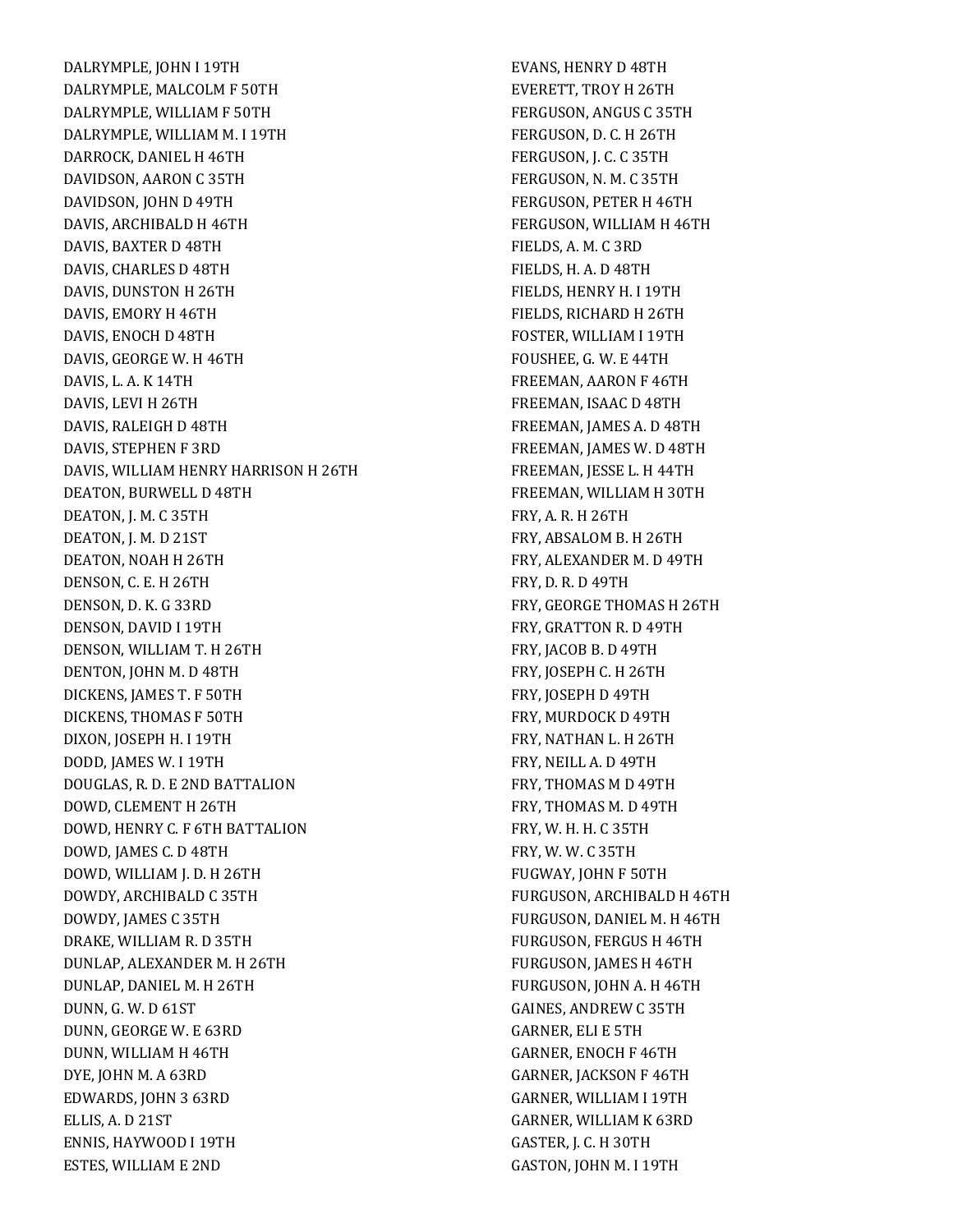DALRYMPLE, JOHN I 19TH
DALRYMPLE, MALCOLM F 50TH
DALRYMPLE, WILLIAM F 50TH
DALRYMPLE, WILLIAM M. I 19TH
DARROCK, DANIEL H 46TH
DAVIDSON, AARON C 35TH
DAVIDSON, JOHN D 49TH
DAVIS, ARCHIBALD H 46TH
DAVIS, BAXTER D 48TH
DAVIS, CHARLES D 48TH
DAVIS, DUNSTON H 26TH
DAVIS, EMORY H 46TH
DAVIS, ENOCH D 48TH
DAVIS, GEORGE W. H 46TH
DAVIS, L. A. K 14TH
DAVIS, LEVI H 26TH
DAVIS, RALEIGH D 48TH
DAVIS, STEPHEN F 3RD
DAVIS, WILLIAM HENRY HARRISON H 26TH
DEATON, BURWELL D 48TH
DEATON, J. M. C 35TH
DEATON, J. M. D 21ST
DEATON, NOAH H 26TH
DENSON, C. E. H 26TH
DENSON, D. K. G 33RD
DENSON, DAVID I 19TH
DENSON, WILLIAM T. H 26TH
DENTON, JOHN M. D 48TH
DICKENS, JAMES T. F 50TH
DICKENS, THOMAS F 50TH
DIXON, JOSEPH H. I 19TH
DODD, JAMES W. I 19TH
DOUGLAS, R. D. E 2ND BATTALION
DOWD, CLEMENT H 26TH
DOWD, HENRY C. F 6TH BATTALION
DOWD, JAMES C. D 48TH
DOWD, WILLIAM J. D. H 26TH
DOWDY, ARCHIBALD C 35TH
DOWDY, JAMES C 35TH
DRAKE, WILLIAM R. D 35TH
DUNLAP, ALEXANDER M. H 26TH
DUNLAP, DANIEL M. H 26TH
DUNN, G. W. D 61ST
DUNN, GEORGE W. E 63RD
DUNN, WILLIAM H 46TH
DYE, JOHN M. A 63RD
EDWARDS, JOHN 3 63RD
ELLIS, A. D 21ST
ENNIS, HAYWOOD I 19TH
ESTES, WILLIAM E 2ND
EVANS, HENRY D 48TH
EVERETT, TROY H 26TH
FERGUSON, ANGUS C 35TH
FERGUSON, D. C. H 26TH
FERGUSON, J. C. C 35TH
FERGUSON, N. M. C 35TH
FERGUSON, PETER H 46TH
FERGUSON, WILLIAM H 46TH
FIELDS, A. M. C 3RD
FIELDS, H. A. D 48TH
FIELDS, HENRY H. I 19TH
FIELDS, RICHARD H 26TH
FOSTER, WILLIAM I 19TH
FOUSHEE, G. W. E 44TH
FREEMAN, AARON F 46TH
FREEMAN, ISAAC D 48TH
FREEMAN, JAMES A. D 48TH
FREEMAN, JAMES W. D 48TH
FREEMAN, JESSE L. H 44TH
FREEMAN, WILLIAM H 30TH
FRY, A. R. H 26TH
FRY, ABSALOM B. H 26TH
FRY, ALEXANDER M. D 49TH
FRY, D. R. D 49TH
FRY, GEORGE THOMAS H 26TH
FRY, GRATTON R. D 49TH
FRY, JACOB B. D 49TH
FRY, JOSEPH C. H 26TH
FRY, JOSEPH D 49TH
FRY, MURDOCK D 49TH
FRY, NATHAN L. H 26TH
FRY, NEILL A. D 49TH
FRY, THOMAS M D 49TH
FRY, THOMAS M. D 49TH
FRY, W. H. H. C 35TH
FRY, W. W. C 35TH
FUGWAY, JOHN F 50TH
FURGUSON, ARCHIBALD H 46TH
FURGUSON, DANIEL M. H 46TH
FURGUSON, FERGUS H 46TH
FURGUSON, JAMES H 46TH
FURGUSON, JOHN A. H 46TH
GAINES, ANDREW C 35TH
GARNER, ELI E 5TH
GARNER, ENOCH F 46TH
GARNER, JACKSON F 46TH
GARNER, WILLIAM I 19TH
GARNER, WILLIAM K 63RD
GASTER, J. C. H 30TH
GASTON, JOHN M. I 19TH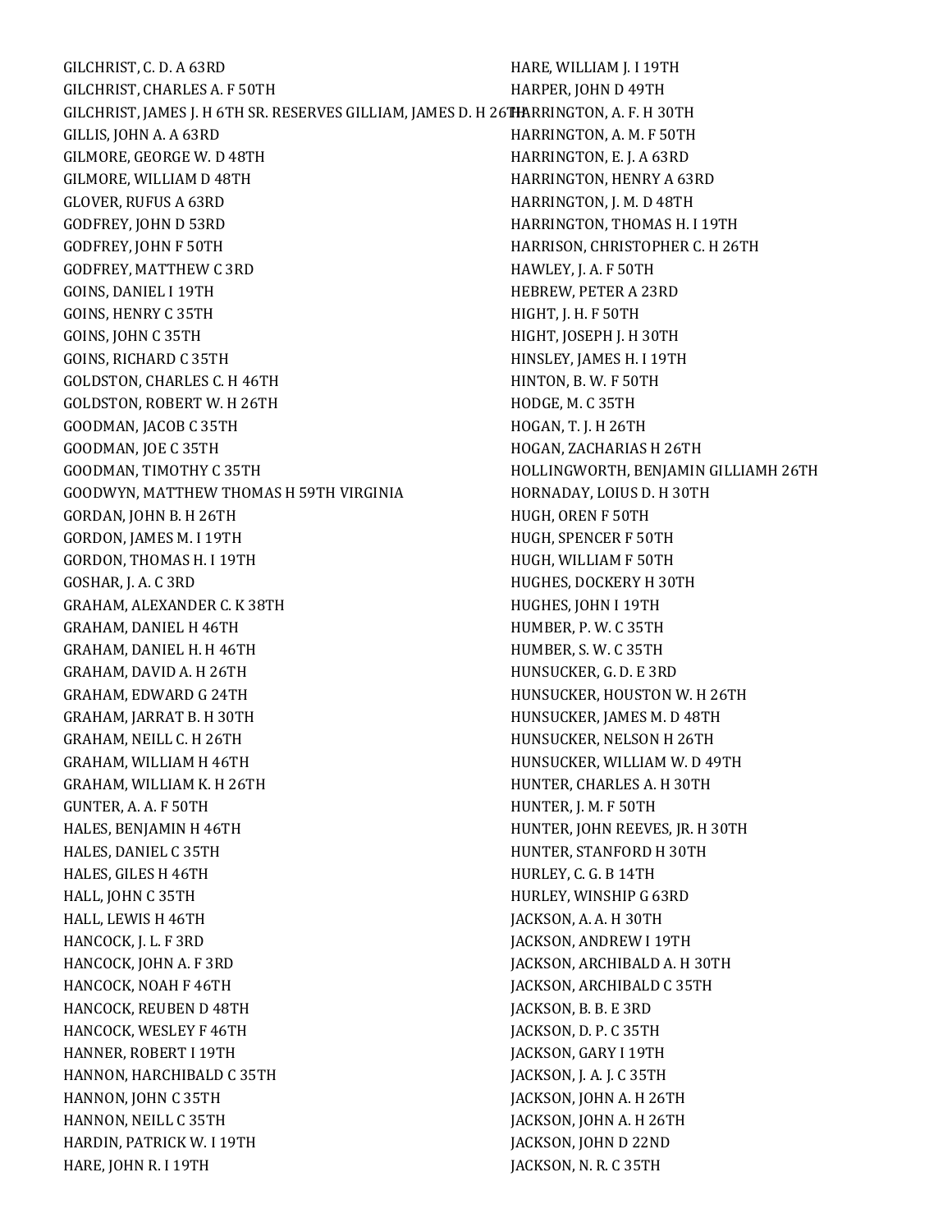GILCHRIST, C. D. A 63RD
GILCHRIST, CHARLES A. F 50TH
GILCHRIST, JAMES J. H 6TH SR. RESERVES GILLIAM, JAMES D. H 26TH
GILLIS, JOHN A. A 63RD
GILMORE, GEORGE W. D 48TH
GILMORE, WILLIAM D 48TH
GLOVER, RUFUS A 63RD
GODFREY, JOHN D 53RD
GODFREY, JOHN F 50TH
GODFREY, MATTHEW C 3RD
GOINS, DANIEL I 19TH
GOINS, HENRY C 35TH
GOINS, JOHN C 35TH
GOINS, RICHARD C 35TH
GOLDSTON, CHARLES C. H 46TH
GOLDSTON, ROBERT W. H 26TH
GOODMAN, JACOB C 35TH
GOODMAN, JOE C 35TH
GOODMAN, TIMOTHY C 35TH
GOODWYN, MATTHEW THOMAS H 59TH VIRGINIA
GORDAN, JOHN B. H 26TH
GORDON, JAMES M. I 19TH
GORDON, THOMAS H. I 19TH
GOSHAR, J. A. C 3RD
GRAHAM, ALEXANDER C. K 38TH
GRAHAM, DANIEL H 46TH
GRAHAM, DANIEL H. H 46TH
GRAHAM, DAVID A. H 26TH
GRAHAM, EDWARD G 24TH
GRAHAM, JARRAT B. H 30TH
GRAHAM, NEILL C. H 26TH
GRAHAM, WILLIAM H 46TH
GRAHAM, WILLIAM K. H 26TH
GUNTER, A. A. F 50TH
HALES, BENJAMIN H 46TH
HALES, DANIEL C 35TH
HALES, GILES H 46TH
HALL, JOHN C 35TH
HALL, LEWIS H 46TH
HANCOCK, J. L. F 3RD
HANCOCK, JOHN A. F 3RD
HANCOCK, NOAH F 46TH
HANCOCK, REUBEN D 48TH
HANCOCK, WESLEY F 46TH
HANNER, ROBERT I 19TH
HANNON, HARCHIBALD C 35TH
HANNON, JOHN C 35TH
HANNON, NEILL C 35TH
HARDIN, PATRICK W. I 19TH
HARE, JOHN R. I 19TH
HARE, WILLIAM J. I 19TH
HARPER, JOHN D 49TH
HARRINGTON, A. F. H 30TH
HARRINGTON, A. M. F 50TH
HARRINGTON, E. J. A 63RD
HARRINGTON, HENRY A 63RD
HARRINGTON, J. M. D 48TH
HARRINGTON, THOMAS H. I 19TH
HARRISON, CHRISTOPHER C. H 26TH
HAWLEY, J. A. F 50TH
HEBREW, PETER A 23RD
HIGHT, J. H. F 50TH
HIGHT, JOSEPH J. H 30TH
HINSLEY, JAMES H. I 19TH
HINTON, B. W. F 50TH
HODGE, M. C 35TH
HOGAN, T. J. H 26TH
HOGAN, ZACHARIAS H 26TH
HOLLINGWORTH, BENJAMIN GILLIAMH 26TH
HORNADAY, LOIUS D. H 30TH
HUGH, OREN F 50TH
HUGH, SPENCER F 50TH
HUGH, WILLIAM F 50TH
HUGHES, DOCKERY H 30TH
HUGHES, JOHN I 19TH
HUMBER, P. W. C 35TH
HUMBER, S. W. C 35TH
HUNSUCKER, G. D. E 3RD
HUNSUCKER, HOUSTON W. H 26TH
HUNSUCKER, JAMES M. D 48TH
HUNSUCKER, NELSON H 26TH
HUNSUCKER, WILLIAM W. D 49TH
HUNTER, CHARLES A. H 30TH
HUNTER, J. M. F 50TH
HUNTER, JOHN REEVES, JR. H 30TH
HUNTER, STANFORD H 30TH
HURLEY, C. G. B 14TH
HURLEY, WINSHIP G 63RD
JACKSON, A. A. H 30TH
JACKSON, ANDREW I 19TH
JACKSON, ARCHIBALD A. H 30TH
JACKSON, ARCHIBALD C 35TH
JACKSON, B. B. E 3RD
JACKSON, D. P. C 35TH
JACKSON, GARY I 19TH
JACKSON, J. A. J. C 35TH
JACKSON, JOHN A. H 26TH
JACKSON, JOHN A. H 26TH
JACKSON, JOHN D 22ND
JACKSON, N. R. C 35TH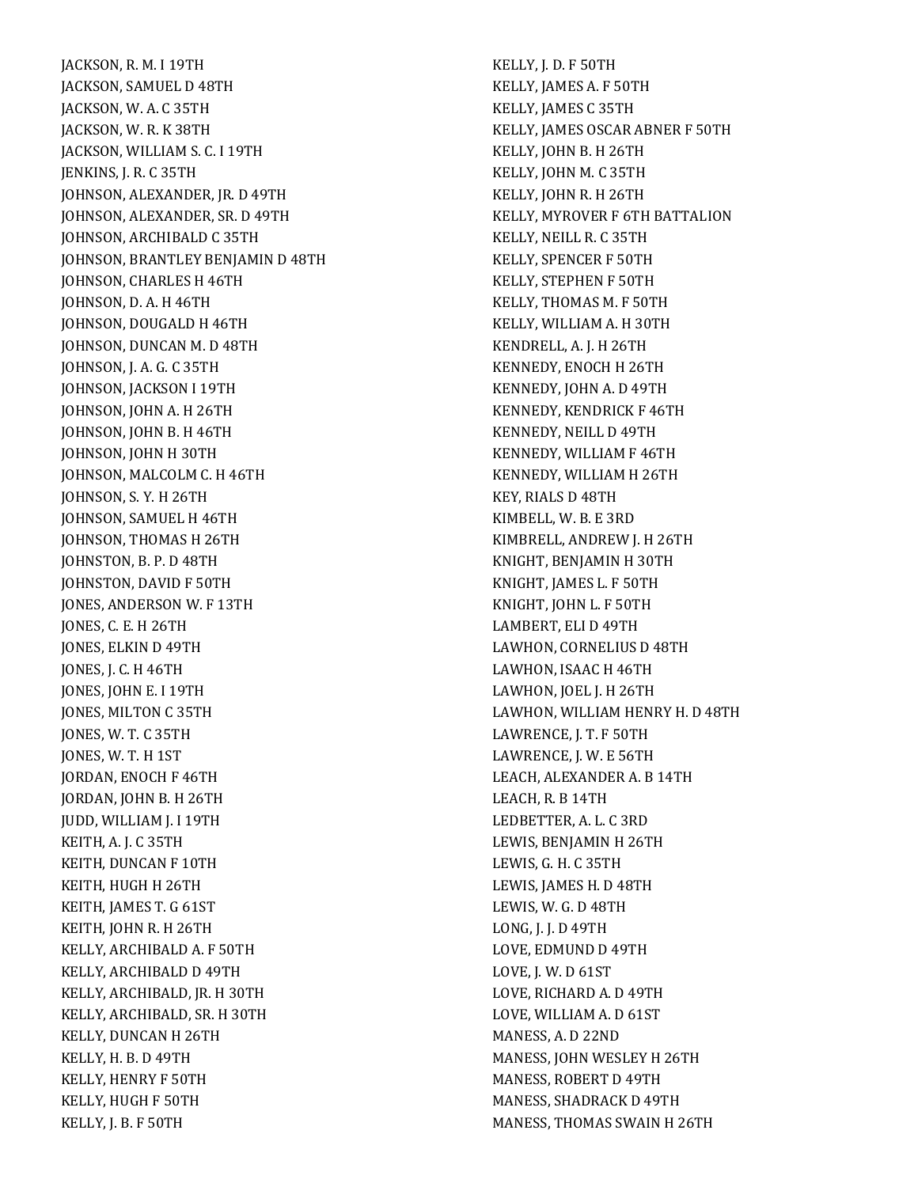JACKSON, R. M. I 19TH
JACKSON, SAMUEL D 48TH
JACKSON, W. A. C 35TH
JACKSON, W. R. K 38TH
JACKSON, WILLIAM S. C. I 19TH
JENKINS, J. R. C 35TH
JOHNSON, ALEXANDER, JR. D 49TH
JOHNSON, ALEXANDER, SR. D 49TH
JOHNSON, ARCHIBALD C 35TH
JOHNSON, BRANTLEY BENJAMIN D 48TH
JOHNSON, CHARLES H 46TH
JOHNSON, D. A. H 46TH
JOHNSON, DOUGALD H 46TH
JOHNSON, DUNCAN M. D 48TH
JOHNSON, J. A. G. C 35TH
JOHNSON, JACKSON I 19TH
JOHNSON, JOHN A. H 26TH
JOHNSON, JOHN B. H 46TH
JOHNSON, JOHN H 30TH
JOHNSON, MALCOLM C. H 46TH
JOHNSON, S. Y. H 26TH
JOHNSON, SAMUEL H 46TH
JOHNSON, THOMAS H 26TH
JOHNSTON, B. P. D 48TH
JOHNSTON, DAVID F 50TH
JONES, ANDERSON W. F 13TH
JONES, C. E. H 26TH
JONES, ELKIN D 49TH
JONES, J. C. H 46TH
JONES, JOHN E. I 19TH
JONES, MILTON C 35TH
JONES, W. T. C 35TH
JONES, W. T. H 1ST
JORDAN, ENOCH F 46TH
JORDAN, JOHN B. H 26TH
JUDD, WILLIAM J. I 19TH
KEITH, A. J. C 35TH
KEITH, DUNCAN F 10TH
KEITH, HUGH H 26TH
KEITH, JAMES T. G 61ST
KEITH, JOHN R. H 26TH
KELLY, ARCHIBALD A. F 50TH
KELLY, ARCHIBALD D 49TH
KELLY, ARCHIBALD, JR. H 30TH
KELLY, ARCHIBALD, SR. H 30TH
KELLY, DUNCAN H 26TH
KELLY, H. B. D 49TH
KELLY, HENRY F 50TH
KELLY, HUGH F 50TH
KELLY, J. B. F 50TH
KELLY, J. D. F 50TH
KELLY, JAMES A. F 50TH
KELLY, JAMES C 35TH
KELLY, JAMES OSCAR ABNER F 50TH
KELLY, JOHN B. H 26TH
KELLY, JOHN M. C 35TH
KELLY, JOHN R. H 26TH
KELLY, MYROVER F 6TH BATTALION
KELLY, NEILL R. C 35TH
KELLY, SPENCER F 50TH
KELLY, STEPHEN F 50TH
KELLY, THOMAS M. F 50TH
KELLY, WILLIAM A. H 30TH
KENDRELL, A. J. H 26TH
KENNEDY, ENOCH H 26TH
KENNEDY, JOHN A. D 49TH
KENNEDY, KENDRICK F 46TH
KENNEDY, NEILL D 49TH
KENNEDY, WILLIAM F 46TH
KENNEDY, WILLIAM H 26TH
KEY, RIALS D 48TH
KIMBELL, W. B. E 3RD
KIMBRELL, ANDREW J. H 26TH
KNIGHT, BENJAMIN H 30TH
KNIGHT, JAMES L. F 50TH
KNIGHT, JOHN L. F 50TH
LAMBERT, ELI D 49TH
LAWHON, CORNELIUS D 48TH
LAWHON, ISAAC H 46TH
LAWHON, JOEL J. H 26TH
LAWHON, WILLIAM HENRY H. D 48TH
LAWRENCE, J. T. F 50TH
LAWRENCE, J. W. E 56TH
LEACH, ALEXANDER A. B 14TH
LEACH, R. B 14TH
LEDBETTER, A. L. C 3RD
LEWIS, BENJAMIN H 26TH
LEWIS, G. H. C 35TH
LEWIS, JAMES H. D 48TH
LEWIS, W. G. D 48TH
LONG, J. J. D 49TH
LOVE, EDMUND D 49TH
LOVE, J. W. D 61ST
LOVE, RICHARD A. D 49TH
LOVE, WILLIAM A. D 61ST
MANESS, A. D 22ND
MANESS, JOHN WESLEY H 26TH
MANESS, ROBERT D 49TH
MANESS, SHADRACK D 49TH
MANESS, THOMAS SWAIN H 26TH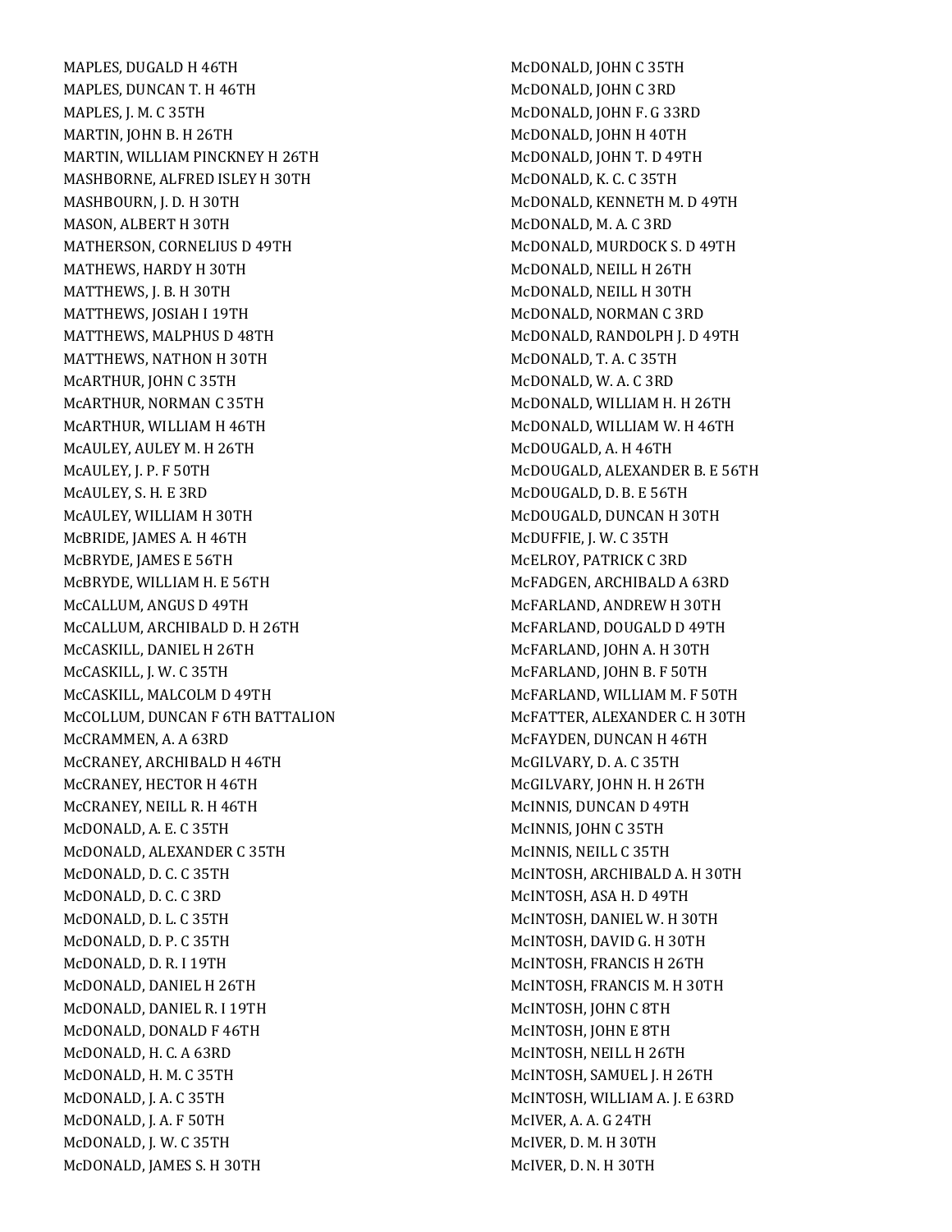MAPLES, DUGALD H 46TH
MAPLES, DUNCAN T. H 46TH
MAPLES, J. M. C 35TH
MARTIN, JOHN B. H 26TH
MARTIN, WILLIAM PINCKNEY H 26TH
MASHBORNE, ALFRED ISLEY H 30TH
MASHBOURN, J. D. H 30TH
MASON, ALBERT H 30TH
MATHERSON, CORNELIUS D 49TH
MATHEWS, HARDY H 30TH
MATTHEWS, J. B. H 30TH
MATTHEWS, JOSIAH I 19TH
MATTHEWS, MALPHUS D 48TH
MATTHEWS, NATHON H 30TH
McARTHUR, JOHN C 35TH
McARTHUR, NORMAN C 35TH
McARTHUR, WILLIAM H 46TH
McAULEY, AULEY M. H 26TH
McAULEY, J. P. F 50TH
McAULEY, S. H. E 3RD
McAULEY, WILLIAM H 30TH
McBRIDE, JAMES A. H 46TH
McBRYDE, JAMES E 56TH
McBRYDE, WILLIAM H. E 56TH
McCALLUM, ANGUS D 49TH
McCALLUM, ARCHIBALD D. H 26TH
McCASKILL, DANIEL H 26TH
McCASKILL, J. W. C 35TH
McCASKILL, MALCOLM D 49TH
McCOLLUM, DUNCAN F 6TH BATTALION
McCRAMMEN, A. A 63RD
McCRANEY, ARCHIBALD H 46TH
McCRANEY, HECTOR H 46TH
McCRANEY, NEILL R. H 46TH
McDONALD, A. E. C 35TH
McDONALD, ALEXANDER C 35TH
McDONALD, D. C. C 35TH
McDONALD, D. C. C 3RD
McDONALD, D. L. C 35TH
McDONALD, D. P. C 35TH
McDONALD, D. R. I 19TH
McDONALD, DANIEL H 26TH
McDONALD, DANIEL R. I 19TH
McDONALD, DONALD F 46TH
McDONALD, H. C. A 63RD
McDONALD, H. M. C 35TH
McDONALD, J. A. C 35TH
McDONALD, J. A. F 50TH
McDONALD, J. W. C 35TH
McDONALD, JAMES S. H 30TH
McDONALD, JOHN C 35TH
McDONALD, JOHN C 3RD
McDONALD, JOHN F. G 33RD
McDONALD, JOHN H 40TH
McDONALD, JOHN T. D 49TH
McDONALD, K. C. C 35TH
McDONALD, KENNETH M. D 49TH
McDONALD, M. A. C 3RD
McDONALD, MURDOCK S. D 49TH
McDONALD, NEILL H 26TH
McDONALD, NEILL H 30TH
McDONALD, NORMAN C 3RD
McDONALD, RANDOLPH J. D 49TH
McDONALD, T. A. C 35TH
McDONALD, W. A. C 3RD
McDONALD, WILLIAM H. H 26TH
McDONALD, WILLIAM W. H 46TH
McDOUGALD, A. H 46TH
McDOUGALD, ALEXANDER B. E 56TH
McDOUGALD, D. B. E 56TH
McDOUGALD, DUNCAN H 30TH
McDUFFIE, J. W. C 35TH
McELROY, PATRICK C 3RD
McFADGEN, ARCHIBALD A 63RD
McFARLAND, ANDREW H 30TH
McFARLAND, DOUGALD D 49TH
McFARLAND, JOHN A. H 30TH
McFARLAND, JOHN B. F 50TH
McFARLAND, WILLIAM M. F 50TH
McFATTER, ALEXANDER C. H 30TH
McFAYDEN, DUNCAN H 46TH
McGILVARY, D. A. C 35TH
McGILVARY, JOHN H. H 26TH
McINNIS, DUNCAN D 49TH
McINNIS, JOHN C 35TH
McINNIS, NEILL C 35TH
McINTOSH, ARCHIBALD A. H 30TH
McINTOSH, ASA H. D 49TH
McINTOSH, DANIEL W. H 30TH
McINTOSH, DAVID G. H 30TH
McINTOSH, FRANCIS H 26TH
McINTOSH, FRANCIS M. H 30TH
McINTOSH, JOHN C 8TH
McINTOSH, JOHN E 8TH
McINTOSH, NEILL H 26TH
McINTOSH, SAMUEL J. H 26TH
McINTOSH, WILLIAM A. J. E 63RD
McIVER, A. A. G 24TH
McIVER, D. M. H 30TH
McIVER, D. N. H 30TH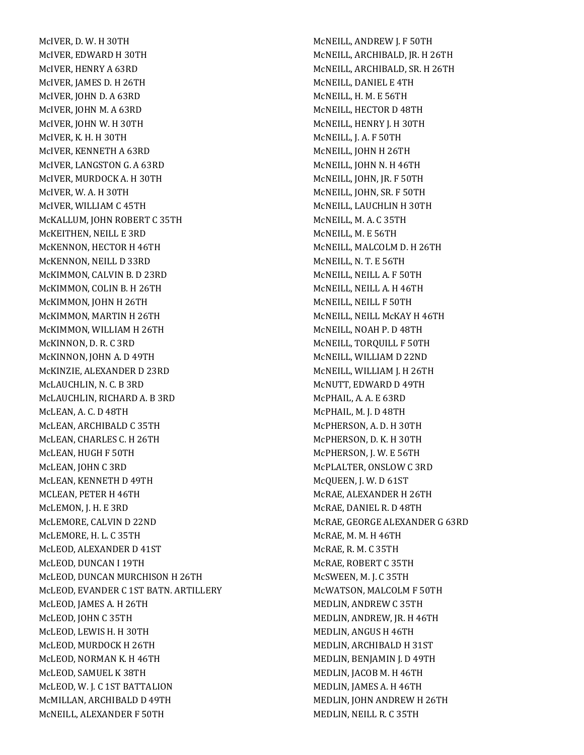McIVER, D. W. H 30TH
McIVER, EDWARD H 30TH
McIVER, HENRY A 63RD
McIVER, JAMES D. H 26TH
McIVER, JOHN D. A 63RD
McIVER, JOHN M. A 63RD
McIVER, JOHN W. H 30TH
McIVER, K. H. H 30TH
McIVER, KENNETH A 63RD
McIVER, LANGSTON G. A 63RD
McIVER, MURDOCK A. H 30TH
McIVER, W. A. H 30TH
McIVER, WILLIAM C 45TH
McKALLUM, JOHN ROBERT C 35TH
McKEITHEN, NEILL E 3RD
McKENNON, HECTOR H 46TH
McKENNON, NEILL D 33RD
McKIMMON, CALVIN B. D 23RD
McKIMMON, COLIN B. H 26TH
McKIMMON, JOHN H 26TH
McKIMMON, MARTIN H 26TH
McKIMMON, WILLIAM H 26TH
McKINNON, D. R. C 3RD
McKINNON, JOHN A. D 49TH
McKINZIE, ALEXANDER D 23RD
McLAUCHLIN, N. C. B 3RD
McLAUCHLIN, RICHARD A. B 3RD
McLEAN, A. C. D 48TH
McLEAN, ARCHIBALD C 35TH
McLEAN, CHARLES C. H 26TH
McLEAN, HUGH F 50TH
McLEAN, JOHN C 3RD
McLEAN, KENNETH D 49TH
MCLEAN, PETER H 46TH
McLEMON, J. H. E 3RD
McLEMORE, CALVIN D 22ND
McLEMORE, H. L. C 35TH
McLEOD, ALEXANDER D 41ST
McLEOD, DUNCAN I 19TH
McLEOD, DUNCAN MURCHISON H 26TH
McLEOD, EVANDER C 1ST BATN. ARTILLERY
McLEOD, JAMES A. H 26TH
McLEOD, JOHN C 35TH
McLEOD, LEWIS H. H 30TH
McLEOD, MURDOCK H 26TH
McLEOD, NORMAN K. H 46TH
McLEOD, SAMUEL K 38TH
McLEOD, W. J. C 1ST BATTALION
McMILLAN, ARCHIBALD D 49TH
McNEILL, ALEXANDER F 50TH
McNEILL, ANDREW J. F 50TH
McNEILL, ARCHIBALD, JR. H 26TH
McNEILL, ARCHIBALD, SR. H 26TH
McNEILL, DANIEL E 4TH
McNEILL, H. M. E 56TH
McNEILL, HECTOR D 48TH
McNEILL, HENRY J. H 30TH
McNEILL, J. A. F 50TH
McNEILL, JOHN H 26TH
McNEILL, JOHN N. H 46TH
McNEILL, JOHN, JR. F 50TH
McNEILL, JOHN, SR. F 50TH
McNEILL, LAUCHLIN H 30TH
McNEILL, M. A. C 35TH
McNEILL, M. E 56TH
McNEILL, MALCOLM D. H 26TH
McNEILL, N. T. E 56TH
McNEILL, NEILL A. F 50TH
McNEILL, NEILL A. H 46TH
McNEILL, NEILL F 50TH
McNEILL, NEILL McKAY H 46TH
McNEILL, NOAH P. D 48TH
McNEILL, TORQUILL F 50TH
McNEILL, WILLIAM D 22ND
McNEILL, WILLIAM J. H 26TH
McNUTT, EDWARD D 49TH
McPHAIL, A. A. E 63RD
McPHAIL, M. J. D 48TH
McPHERSON, A. D. H 30TH
McPHERSON, D. K. H 30TH
McPHERSON, J. W. E 56TH
McPLALTER, ONSLOW C 3RD
McQUEEN, J. W. D 61ST
McRAE, ALEXANDER H 26TH
McRAE, DANIEL R. D 48TH
McRAE, GEORGE ALEXANDER G 63RD
McRAE, M. M. H 46TH
McRAE, R. M. C 35TH
McRAE, ROBERT C 35TH
McSWEEN, M. J. C 35TH
McWATSON, MALCOLM F 50TH
MEDLIN, ANDREW C 35TH
MEDLIN, ANDREW, JR. H 46TH
MEDLIN, ANGUS H 46TH
MEDLIN, ARCHIBALD H 31ST
MEDLIN, BENJAMIN J. D 49TH
MEDLIN, JACOB M. H 46TH
MEDLIN, JAMES A. H 46TH
MEDLIN, JOHN ANDREW H 26TH
MEDLIN, NEILL R. C 35TH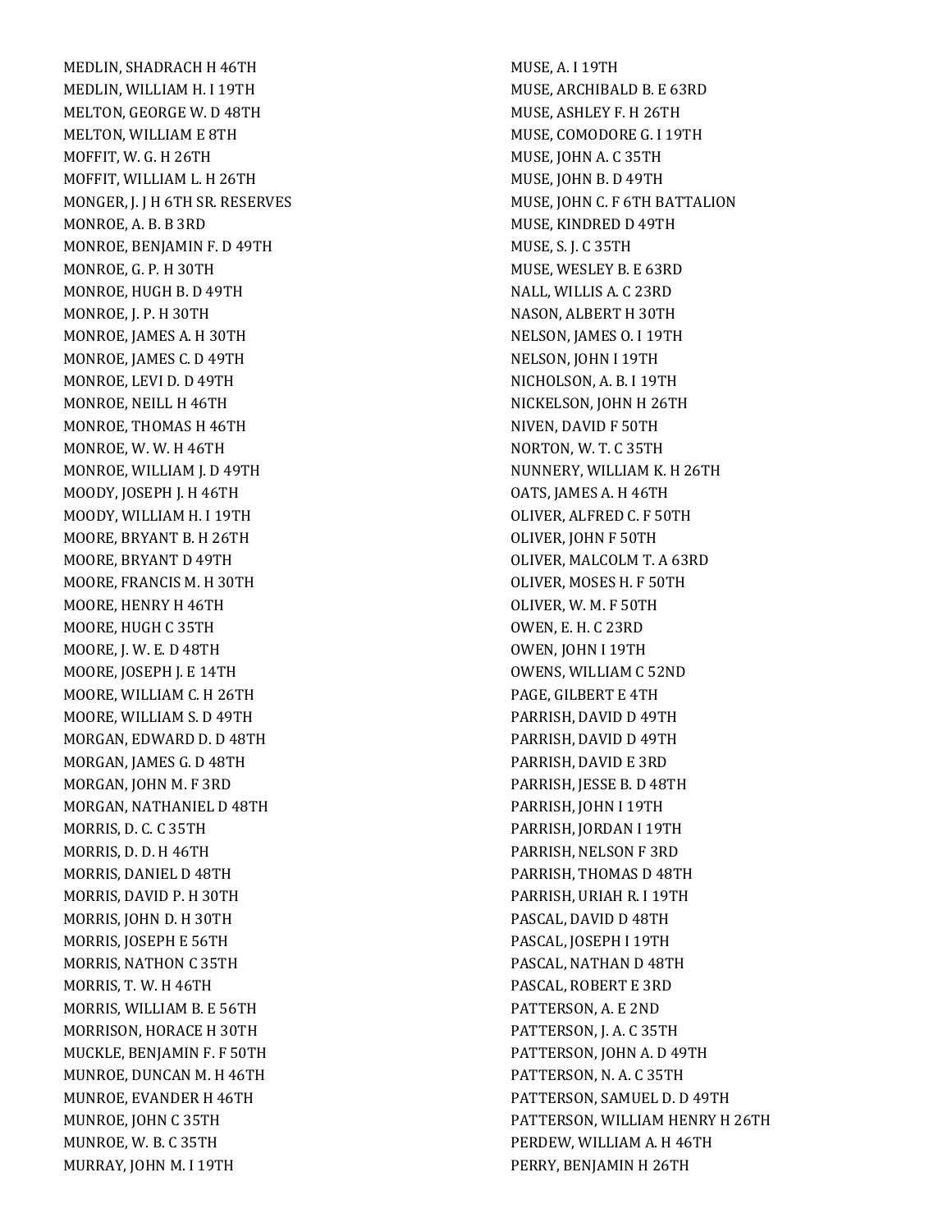MEDLIN, SHADRACH H 46TH
MEDLIN, WILLIAM H. I 19TH
MELTON, GEORGE W. D 48TH
MELTON, WILLIAM E 8TH
MOFFIT, W. G. H 26TH
MOFFIT, WILLIAM L. H 26TH
MONGER, J. J H 6TH SR. RESERVES
MONROE, A. B. B 3RD
MONROE, BENJAMIN F. D 49TH
MONROE, G. P. H 30TH
MONROE, HUGH B. D 49TH
MONROE, J. P. H 30TH
MONROE, JAMES A. H 30TH
MONROE, JAMES C. D 49TH
MONROE, LEVI D. D 49TH
MONROE, NEILL H 46TH
MONROE, THOMAS H 46TH
MONROE, W. W. H 46TH
MONROE, WILLIAM J. D 49TH
MOODY, JOSEPH J. H 46TH
MOODY, WILLIAM H. I 19TH
MOORE, BRYANT B. H 26TH
MOORE, BRYANT D 49TH
MOORE, FRANCIS M. H 30TH
MOORE, HENRY H 46TH
MOORE, HUGH C 35TH
MOORE, J. W. E. D 48TH
MOORE, JOSEPH J. E 14TH
MOORE, WILLIAM C. H 26TH
MOORE, WILLIAM S. D 49TH
MORGAN, EDWARD D. D 48TH
MORGAN, JAMES G. D 48TH
MORGAN, JOHN M. F 3RD
MORGAN, NATHANIEL D 48TH
MORRIS, D. C. C 35TH
MORRIS, D. D. H 46TH
MORRIS, DANIEL D 48TH
MORRIS, DAVID P. H 30TH
MORRIS, JOHN D. H 30TH
MORRIS, JOSEPH E 56TH
MORRIS, NATHON C 35TH
MORRIS, T. W. H 46TH
MORRIS, WILLIAM B. E 56TH
MORRISON, HORACE H 30TH
MUCKLE, BENJAMIN F. F 50TH
MUNROE, DUNCAN M. H 46TH
MUNROE, EVANDER H 46TH
MUNROE, JOHN C 35TH
MUNROE, W. B. C 35TH
MURRAY, JOHN M. I 19TH
MUSE, A. I 19TH
MUSE, ARCHIBALD B. E 63RD
MUSE, ASHLEY F. H 26TH
MUSE, COMODORE G. I 19TH
MUSE, JOHN A. C 35TH
MUSE, JOHN B. D 49TH
MUSE, JOHN C. F 6TH BATTALION
MUSE, KINDRED D 49TH
MUSE, S. J. C 35TH
MUSE, WESLEY B. E 63RD
NALL, WILLIS A. C 23RD
NASON, ALBERT H 30TH
NELSON, JAMES O. I 19TH
NELSON, JOHN I 19TH
NICHOLSON, A. B. I 19TH
NICKELSON, JOHN H 26TH
NIVEN, DAVID F 50TH
NORTON, W. T. C 35TH
NUNNERY, WILLIAM K. H 26TH
OATS, JAMES A. H 46TH
OLIVER, ALFRED C. F 50TH
OLIVER, JOHN F 50TH
OLIVER, MALCOLM T. A 63RD
OLIVER, MOSES H. F 50TH
OLIVER, W. M. F 50TH
OWEN, E. H. C 23RD
OWEN, JOHN I 19TH
OWENS, WILLIAM C 52ND
PAGE, GILBERT E 4TH
PARRISH, DAVID D 49TH
PARRISH, DAVID D 49TH
PARRISH, DAVID E 3RD
PARRISH, JESSE B. D 48TH
PARRISH, JOHN I 19TH
PARRISH, JORDAN I 19TH
PARRISH, NELSON F 3RD
PARRISH, THOMAS D 48TH
PARRISH, URIAH R. I 19TH
PASCAL, DAVID D 48TH
PASCAL, JOSEPH I 19TH
PASCAL, NATHAN D 48TH
PASCAL, ROBERT E 3RD
PATTERSON, A. E 2ND
PATTERSON, J. A. C 35TH
PATTERSON, JOHN A. D 49TH
PATTERSON, N. A. C 35TH
PATTERSON, SAMUEL D. D 49TH
PATTERSON, WILLIAM HENRY H 26TH
PERDEW, WILLIAM A. H 46TH
PERRY, BENJAMIN H 26TH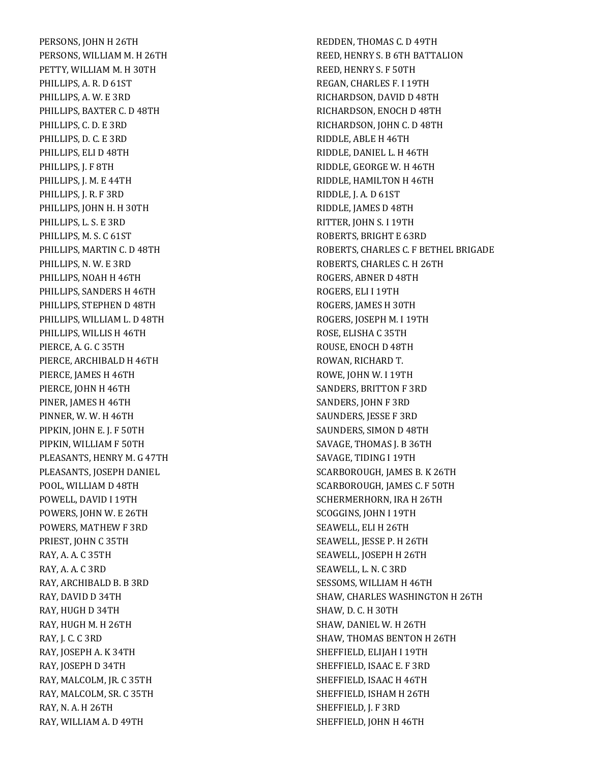PERSONS, JOHN H 26TH
PERSONS, WILLIAM M. H 26TH
PETTY, WILLIAM M. H 30TH
PHILLIPS, A. R. D 61ST
PHILLIPS, A. W. E 3RD
PHILLIPS, BAXTER C. D 48TH
PHILLIPS, C. D. E 3RD
PHILLIPS, D. C. E 3RD
PHILLIPS, ELI D 48TH
PHILLIPS, J. F 8TH
PHILLIPS, J. M. E 44TH
PHILLIPS, J. R. F 3RD
PHILLIPS, JOHN H. H 30TH
PHILLIPS, L. S. E 3RD
PHILLIPS, M. S. C 61ST
PHILLIPS, MARTIN C. D 48TH
PHILLIPS, N. W. E 3RD
PHILLIPS, NOAH H 46TH
PHILLIPS, SANDERS H 46TH
PHILLIPS, STEPHEN D 48TH
PHILLIPS, WILLIAM L. D 48TH
PHILLIPS, WILLIS H 46TH
PIERCE, A. G. C 35TH
PIERCE, ARCHIBALD H 46TH
PIERCE, JAMES H 46TH
PIERCE, JOHN H 46TH
PINER, JAMES H 46TH
PINNER, W. W. H 46TH
PIPKIN, JOHN E. J. F 50TH
PIPKIN, WILLIAM F 50TH
PLEASANTS, HENRY M. G 47TH
PLEASANTS, JOSEPH DANIEL
POOL, WILLIAM D 48TH
POWELL, DAVID I 19TH
POWERS, JOHN W. E 26TH
POWERS, MATHEW F 3RD
PRIEST, JOHN C 35TH
RAY, A. A. C 35TH
RAY, A. A. C 3RD
RAY, ARCHIBALD B. B 3RD
RAY, DAVID D 34TH
RAY, HUGH D 34TH
RAY, HUGH M. H 26TH
RAY, J. C. C 3RD
RAY, JOSEPH A. K 34TH
RAY, JOSEPH D 34TH
RAY, MALCOLM, JR. C 35TH
RAY, MALCOLM, SR. C 35TH
RAY, N. A. H 26TH
RAY, WILLIAM A. D 49TH
REDDEN, THOMAS C. D 49TH
REED, HENRY S. B 6TH BATTALION
REED, HENRY S. F 50TH
REGAN, CHARLES F. I 19TH
RICHARDSON, DAVID D 48TH
RICHARDSON, ENOCH D 48TH
RICHARDSON, JOHN C. D 48TH
RIDDLE, ABLE H 46TH
RIDDLE, DANIEL L. H 46TH
RIDDLE, GEORGE W. H 46TH
RIDDLE, HAMILTON H 46TH
RIDDLE, J. A. D 61ST
RIDDLE, JAMES D 48TH
RITTER, JOHN S. I 19TH
ROBERTS, BRIGHT E 63RD
ROBERTS, CHARLES C. F BETHEL BRIGADE
ROBERTS, CHARLES C. H 26TH
ROGERS, ABNER D 48TH
ROGERS, ELI I 19TH
ROGERS, JAMES H 30TH
ROGERS, JOSEPH M. I 19TH
ROSE, ELISHA C 35TH
ROUSE, ENOCH D 48TH
ROWAN, RICHARD T.
ROWE, JOHN W. I 19TH
SANDERS, BRITTON F 3RD
SANDERS, JOHN F 3RD
SAUNDERS, JESSE F 3RD
SAUNDERS, SIMON D 48TH
SAVAGE, THOMAS J. B 36TH
SAVAGE, TIDING I 19TH
SCARBOROUGH, JAMES B. K 26TH
SCARBOROUGH, JAMES C. F 50TH
SCHERMERHORN, IRA H 26TH
SCOGGINS, JOHN I 19TH
SEAWELL, ELI H 26TH
SEAWELL, JESSE P. H 26TH
SEAWELL, JOSEPH H 26TH
SEAWELL, L. N. C 3RD
SESSOMS, WILLIAM H 46TH
SHAW, CHARLES WASHINGTON H 26TH
SHAW, D. C. H 30TH
SHAW, DANIEL W. H 26TH
SHAW, THOMAS BENTON H 26TH
SHEFFIELD, ELIJAH I 19TH
SHEFFIELD, ISAAC E. F 3RD
SHEFFIELD, ISAAC H 46TH
SHEFFIELD, ISHAM H 26TH
SHEFFIELD, J. F 3RD
SHEFFIELD, JOHN H 46TH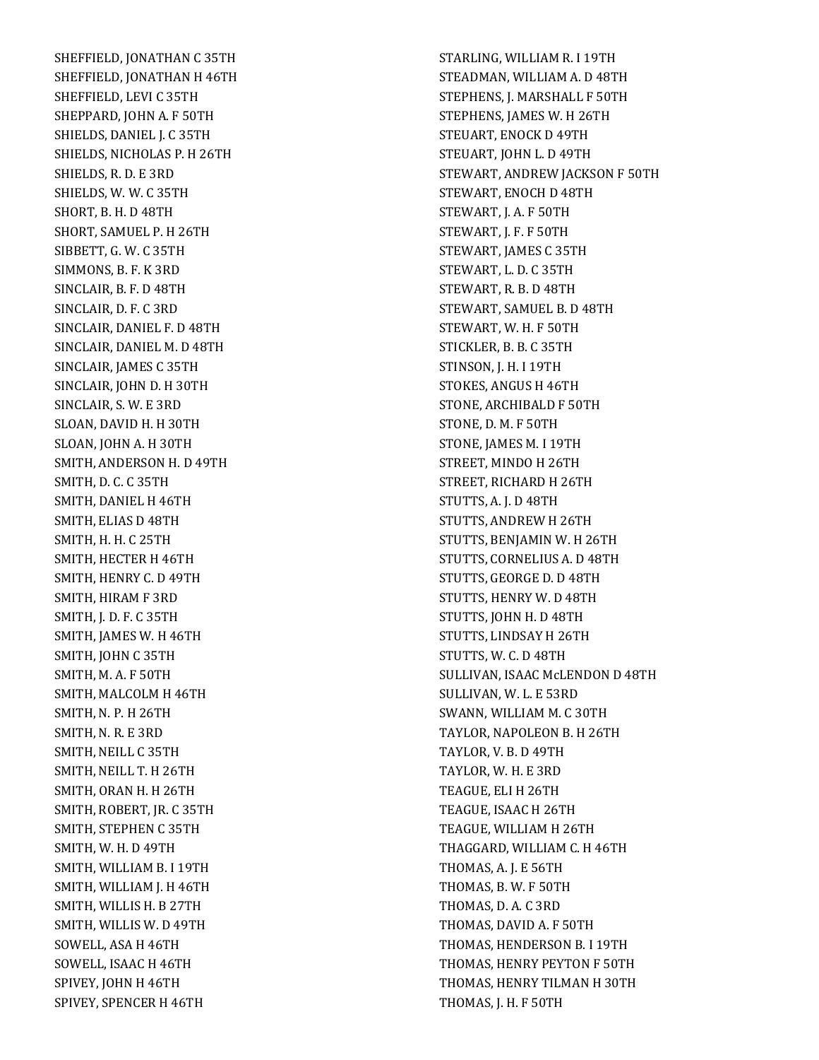SHEFFIELD, JONATHAN C 35TH
SHEFFIELD, JONATHAN H 46TH
SHEFFIELD, LEVI C 35TH
SHEPPARD, JOHN A. F 50TH
SHIELDS, DANIEL J. C 35TH
SHIELDS, NICHOLAS P. H 26TH
SHIELDS, R. D. E 3RD
SHIELDS, W. W. C 35TH
SHORT, B. H. D 48TH
SHORT, SAMUEL P. H 26TH
SIBBETT, G. W. C 35TH
SIMMONS, B. F. K 3RD
SINCLAIR, B. F. D 48TH
SINCLAIR, D. F. C 3RD
SINCLAIR, DANIEL F. D 48TH
SINCLAIR, DANIEL M. D 48TH
SINCLAIR, JAMES C 35TH
SINCLAIR, JOHN D. H 30TH
SINCLAIR, S. W. E 3RD
SLOAN, DAVID H. H 30TH
SLOAN, JOHN A. H 30TH
SMITH, ANDERSON H. D 49TH
SMITH, D. C. C 35TH
SMITH, DANIEL H 46TH
SMITH, ELIAS D 48TH
SMITH, H. H. C 25TH
SMITH, HECTER H 46TH
SMITH, HENRY C. D 49TH
SMITH, HIRAM F 3RD
SMITH, J. D. F. C 35TH
SMITH, JAMES W. H 46TH
SMITH, JOHN C 35TH
SMITH, M. A. F 50TH
SMITH, MALCOLM H 46TH
SMITH, N. P. H 26TH
SMITH, N. R. E 3RD
SMITH, NEILL C 35TH
SMITH, NEILL T. H 26TH
SMITH, ORAN H. H 26TH
SMITH, ROBERT, JR. C 35TH
SMITH, STEPHEN C 35TH
SMITH, W. H. D 49TH
SMITH, WILLIAM B. I 19TH
SMITH, WILLIAM J. H 46TH
SMITH, WILLIS H. B 27TH
SMITH, WILLIS W. D 49TH
SOWELL, ASA H 46TH
SOWELL, ISAAC H 46TH
SPIVEY, JOHN H 46TH
SPIVEY, SPENCER H 46TH
STARLING, WILLIAM R. I 19TH
STEADMAN, WILLIAM A. D 48TH
STEPHENS, J. MARSHALL F 50TH
STEPHENS, JAMES W. H 26TH
STEUART, ENOCK D 49TH
STEUART, JOHN L. D 49TH
STEWART, ANDREW JACKSON F 50TH
STEWART, ENOCH D 48TH
STEWART, J. A. F 50TH
STEWART, J. F. F 50TH
STEWART, JAMES C 35TH
STEWART, L. D. C 35TH
STEWART, R. B. D 48TH
STEWART, SAMUEL B. D 48TH
STEWART, W. H. F 50TH
STICKLER, B. B. C 35TH
STINSON, J. H. I 19TH
STOKES, ANGUS H 46TH
STONE, ARCHIBALD F 50TH
STONE, D. M. F 50TH
STONE, JAMES M. I 19TH
STREET, MINDO H 26TH
STREET, RICHARD H 26TH
STUTTS, A. J. D 48TH
STUTTS, ANDREW H 26TH
STUTTS, BENJAMIN W. H 26TH
STUTTS, CORNELIUS A. D 48TH
STUTTS, GEORGE D. D 48TH
STUTTS, HENRY W. D 48TH
STUTTS, JOHN H. D 48TH
STUTTS, LINDSAY H 26TH
STUTTS, W. C. D 48TH
SULLIVAN, ISAAC McLENDON D 48TH
SULLIVAN, W. L. E 53RD
SWANN, WILLIAM M. C 30TH
TAYLOR, NAPOLEON B. H 26TH
TAYLOR, V. B. D 49TH
TAYLOR, W. H. E 3RD
TEAGUE, ELI H 26TH
TEAGUE, ISAAC H 26TH
TEAGUE, WILLIAM H 26TH
THAGGARD, WILLIAM C. H 46TH
THOMAS, A. J. E 56TH
THOMAS, B. W. F 50TH
THOMAS, D. A. C 3RD
THOMAS, DAVID A. F 50TH
THOMAS, HENDERSON B. I 19TH
THOMAS, HENRY PEYTON F 50TH
THOMAS, HENRY TILMAN H 30TH
THOMAS, J. H. F 50TH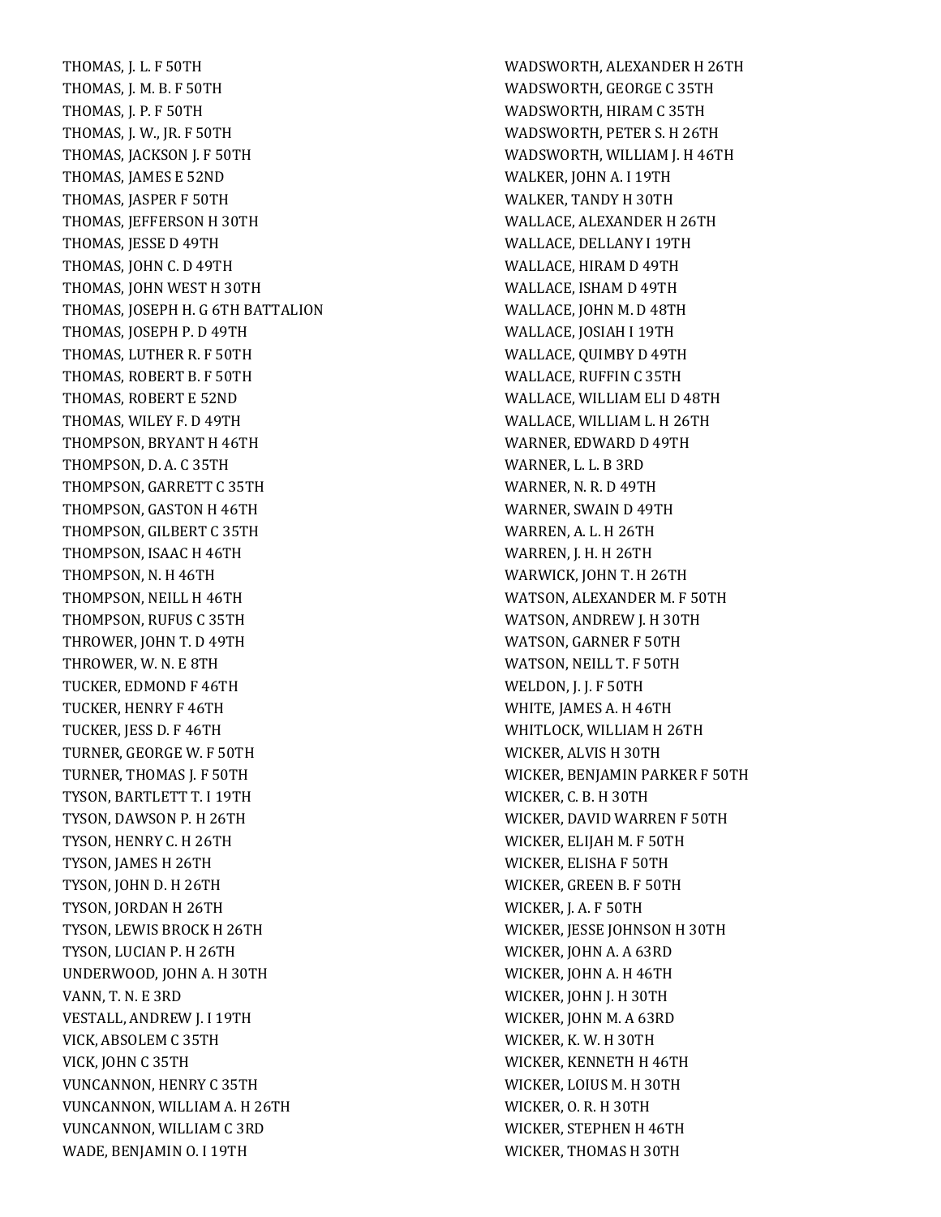THOMAS, J. L. F 50TH
THOMAS, J. M. B. F 50TH
THOMAS, J. P. F 50TH
THOMAS, J. W., JR. F 50TH
THOMAS, JACKSON J. F 50TH
THOMAS, JAMES E 52ND
THOMAS, JASPER F 50TH
THOMAS, JEFFERSON H 30TH
THOMAS, JESSE D 49TH
THOMAS, JOHN C. D 49TH
THOMAS, JOHN WEST H 30TH
THOMAS, JOSEPH H. G 6TH BATTALION
THOMAS, JOSEPH P. D 49TH
THOMAS, LUTHER R. F 50TH
THOMAS, ROBERT B. F 50TH
THOMAS, ROBERT E 52ND
THOMAS, WILEY F. D 49TH
THOMPSON, BRYANT H 46TH
THOMPSON, D. A. C 35TH
THOMPSON, GARRETT C 35TH
THOMPSON, GASTON H 46TH
THOMPSON, GILBERT C 35TH
THOMPSON, ISAAC H 46TH
THOMPSON, N. H 46TH
THOMPSON, NEILL H 46TH
THOMPSON, RUFUS C 35TH
THROWER, JOHN T. D 49TH
THROWER, W. N. E 8TH
TUCKER, EDMOND F 46TH
TUCKER, HENRY F 46TH
TUCKER, JESS D. F 46TH
TURNER, GEORGE W. F 50TH
TURNER, THOMAS J. F 50TH
TYSON, BARTLETT T. I 19TH
TYSON, DAWSON P. H 26TH
TYSON, HENRY C. H 26TH
TYSON, JAMES H 26TH
TYSON, JOHN D. H 26TH
TYSON, JORDAN H 26TH
TYSON, LEWIS BROCK H 26TH
TYSON, LUCIAN P. H 26TH
UNDERWOOD, JOHN A. H 30TH
VANN, T. N. E 3RD
VESTALL, ANDREW J. I 19TH
VICK, ABSOLEM C 35TH
VICK, JOHN C 35TH
VUNCANNON, HENRY C 35TH
VUNCANNON, WILLIAM A. H 26TH
VUNCANNON, WILLIAM C 3RD
WADE, BENJAMIN O. I 19TH
WADSWORTH, ALEXANDER H 26TH
WADSWORTH, GEORGE C 35TH
WADSWORTH, HIRAM C 35TH
WADSWORTH, PETER S. H 26TH
WADSWORTH, WILLIAM J. H 46TH
WALKER, JOHN A. I 19TH
WALKER, TANDY H 30TH
WALLACE, ALEXANDER H 26TH
WALLACE, DELLANY I 19TH
WALLACE, HIRAM D 49TH
WALLACE, ISHAM D 49TH
WALLACE, JOHN M. D 48TH
WALLACE, JOSIAH I 19TH
WALLACE, QUIMBY D 49TH
WALLACE, RUFFIN C 35TH
WALLACE, WILLIAM ELI D 48TH
WALLACE, WILLIAM L. H 26TH
WARNER, EDWARD D 49TH
WARNER, L. L. B 3RD
WARNER, N. R. D 49TH
WARNER, SWAIN D 49TH
WARREN, A. L. H 26TH
WARREN, J. H. H 26TH
WARWICK, JOHN T. H 26TH
WATSON, ALEXANDER M. F 50TH
WATSON, ANDREW J. H 30TH
WATSON, GARNER F 50TH
WATSON, NEILL T. F 50TH
WELDON, J. J. F 50TH
WHITE, JAMES A. H 46TH
WHITLOCK, WILLIAM H 26TH
WICKER, ALVIS H 30TH
WICKER, BENJAMIN PARKER F 50TH
WICKER, C. B. H 30TH
WICKER, DAVID WARREN F 50TH
WICKER, ELIJAH M. F 50TH
WICKER, ELISHA F 50TH
WICKER, GREEN B. F 50TH
WICKER, J. A. F 50TH
WICKER, JESSE JOHNSON H 30TH
WICKER, JOHN A. A 63RD
WICKER, JOHN A. H 46TH
WICKER, JOHN J. H 30TH
WICKER, JOHN M. A 63RD
WICKER, K. W. H 30TH
WICKER, KENNETH H 46TH
WICKER, LOIUS M. H 30TH
WICKER, O. R. H 30TH
WICKER, STEPHEN H 46TH
WICKER, THOMAS H 30TH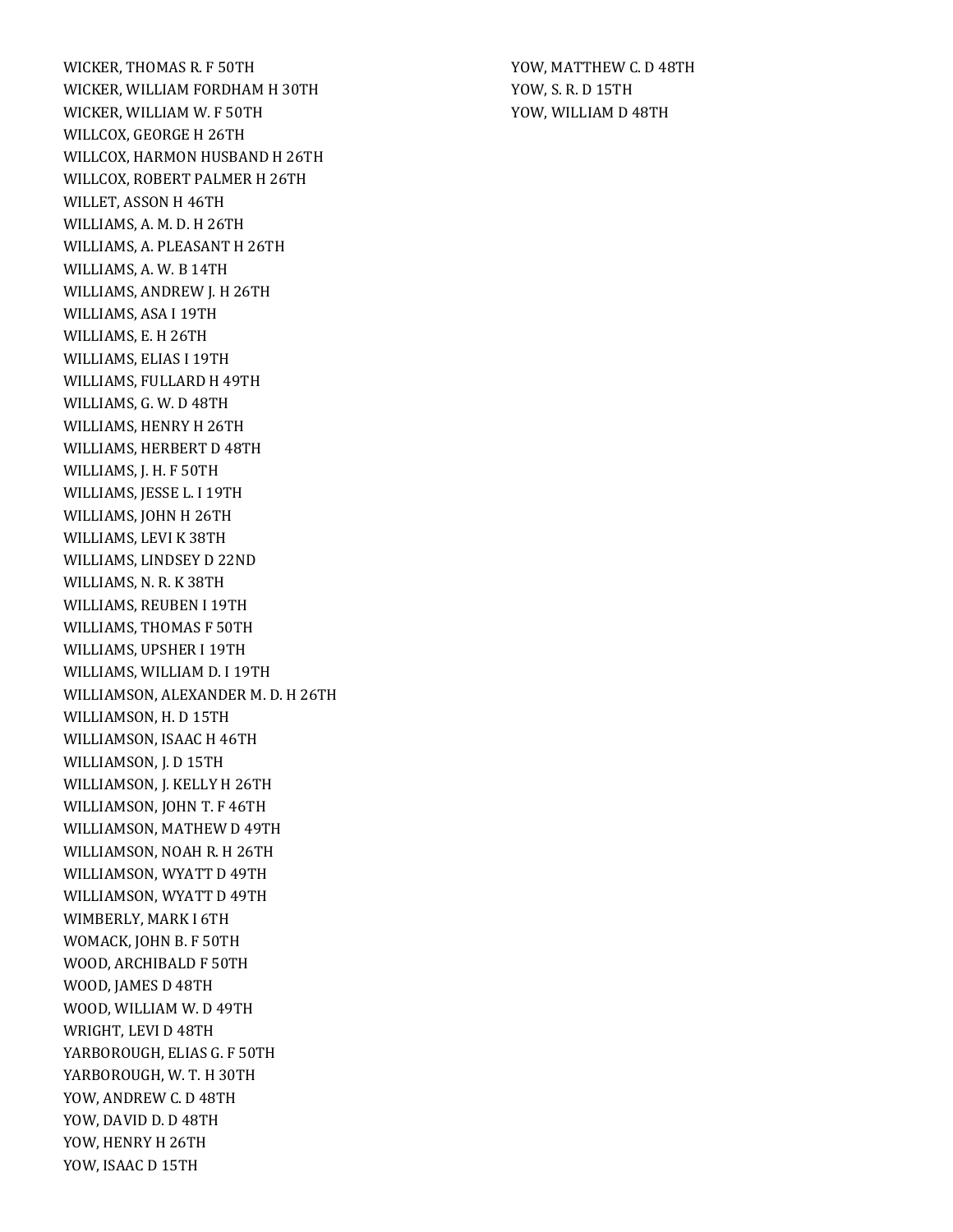WICKER, THOMAS R. F 50TH
WICKER, WILLIAM FORDHAM H 30TH
WICKER, WILLIAM W. F 50TH
WILLCOX, GEORGE H 26TH
WILLCOX, HARMON HUSBAND H 26TH
WILLCOX, ROBERT PALMER H 26TH
WILLET, ASSON H 46TH
WILLIAMS, A. M. D. H 26TH
WILLIAMS, A. PLEASANT H 26TH
WILLIAMS, A. W. B 14TH
WILLIAMS, ANDREW J. H 26TH
WILLIAMS, ASA I 19TH
WILLIAMS, E. H 26TH
WILLIAMS, ELIAS I 19TH
WILLIAMS, FULLARD H 49TH
WILLIAMS, G. W. D 48TH
WILLIAMS, HENRY H 26TH
WILLIAMS, HERBERT D 48TH
WILLIAMS, J. H. F 50TH
WILLIAMS, JESSE L. I 19TH
WILLIAMS, JOHN H 26TH
WILLIAMS, LEVI K 38TH
WILLIAMS, LINDSEY D 22ND
WILLIAMS, N. R. K 38TH
WILLIAMS, REUBEN I 19TH
WILLIAMS, THOMAS F 50TH
WILLIAMS, UPSHER I 19TH
WILLIAMS, WILLIAM D. I 19TH
WILLIAMSON, ALEXANDER M. D. H 26TH
WILLIAMSON, H. D 15TH
WILLIAMSON, ISAAC H 46TH
WILLIAMSON, J. D 15TH
WILLIAMSON, J. KELLY H 26TH
WILLIAMSON, JOHN T. F 46TH
WILLIAMSON, MATHEW D 49TH
WILLIAMSON, NOAH R. H 26TH
WILLIAMSON, WYATT D 49TH
WILLIAMSON, WYATT D 49TH
WIMBERLY, MARK I 6TH
WOMACK, JOHN B. F 50TH
WOOD, ARCHIBALD F 50TH
WOOD, JAMES D 48TH
WOOD, WILLIAM W. D 49TH
WRIGHT, LEVI D 48TH
YARBOROUGH, ELIAS G. F 50TH
YARBOROUGH, W. T. H 30TH
YOW, ANDREW C. D 48TH
YOW, DAVID D. D 48TH
YOW, HENRY H 26TH
YOW, ISAAC D 15TH
YOW, MATTHEW C. D 48TH
YOW, S. R. D 15TH
YOW, WILLIAM D 48TH